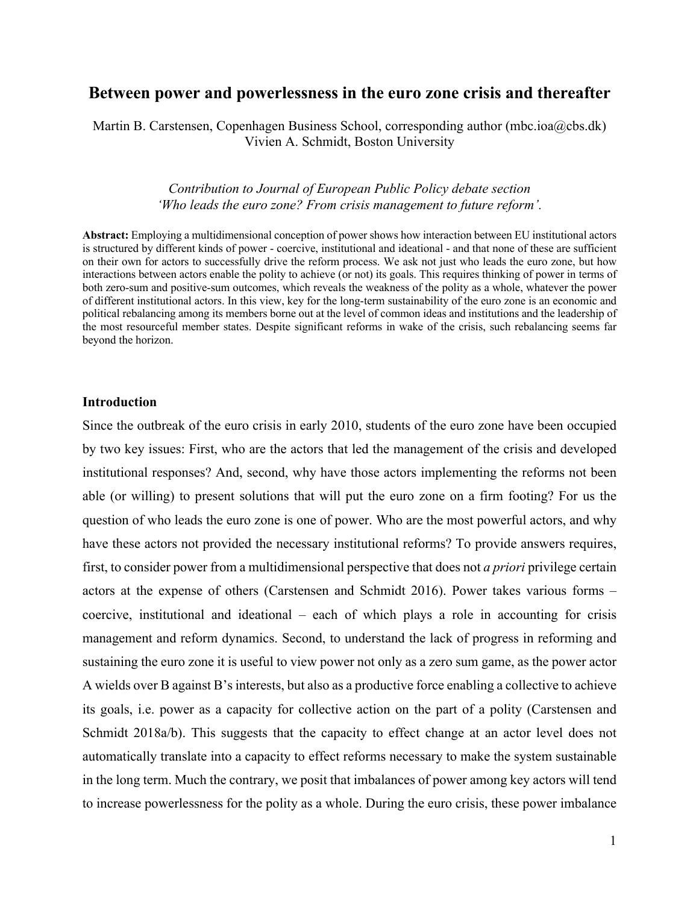# Between power and powerlessness in the euro zone crisis and thereafter

Martin B. Carstensen, Copenhagen Business School, corresponding author (mbc.ioa@cbs.dk)
Vivien A. Schmidt, Boston University

*Contribution to Journal of European Public Policy debate section 'Who leads the euro zone? From crisis management to future reform'.*

**Abstract:** Employing a multidimensional conception of power shows how interaction between EU institutional actors is structured by different kinds of power - coercive, institutional and ideational - and that none of these are sufficient on their own for actors to successfully drive the reform process. We ask not just who leads the euro zone, but how interactions between actors enable the polity to achieve (or not) its goals. This requires thinking of power in terms of both zero-sum and positive-sum outcomes, which reveals the weakness of the polity as a whole, whatever the power of different institutional actors. In this view, key for the long-term sustainability of the euro zone is an economic and political rebalancing among its members borne out at the level of common ideas and institutions and the leadership of the most resourceful member states. Despite significant reforms in wake of the crisis, such rebalancing seems far beyond the horizon.

## Introduction

Since the outbreak of the euro crisis in early 2010, students of the euro zone have been occupied by two key issues: First, who are the actors that led the management of the crisis and developed institutional responses? And, second, why have those actors implementing the reforms not been able (or willing) to present solutions that will put the euro zone on a firm footing? For us the question of who leads the euro zone is one of power. Who are the most powerful actors, and why have these actors not provided the necessary institutional reforms? To provide answers requires, first, to consider power from a multidimensional perspective that does not *a priori* privilege certain actors at the expense of others (Carstensen and Schmidt 2016). Power takes various forms – coercive, institutional and ideational – each of which plays a role in accounting for crisis management and reform dynamics. Second, to understand the lack of progress in reforming and sustaining the euro zone it is useful to view power not only as a zero sum game, as the power actor A wields over B against B's interests, but also as a productive force enabling a collective to achieve its goals, i.e. power as a capacity for collective action on the part of a polity (Carstensen and Schmidt 2018a/b). This suggests that the capacity to effect change at an actor level does not automatically translate into a capacity to effect reforms necessary to make the system sustainable in the long term. Much the contrary, we posit that imbalances of power among key actors will tend to increase powerlessness for the polity as a whole. During the euro crisis, these power imbalance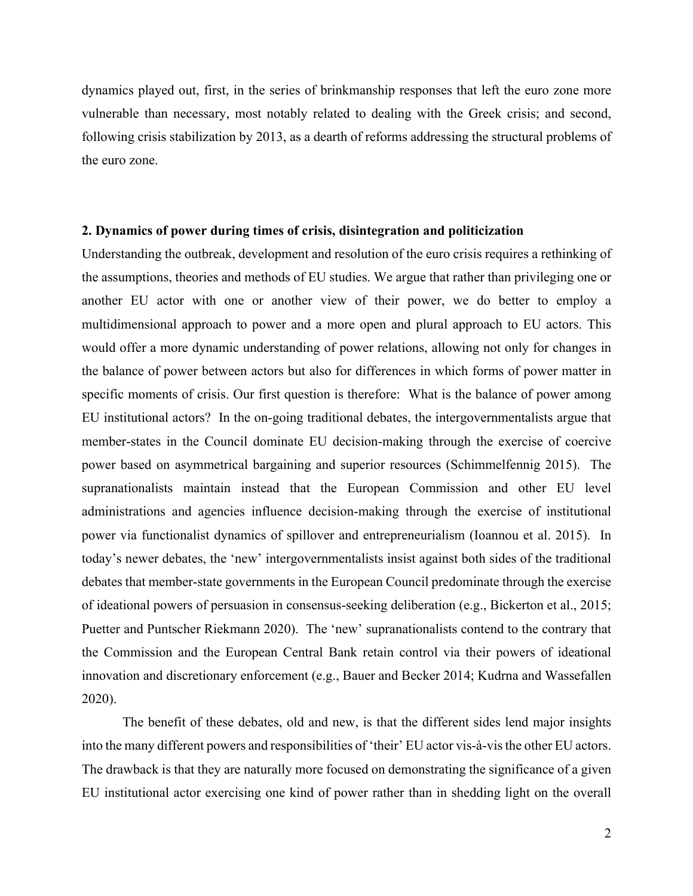dynamics played out, first, in the series of brinkmanship responses that left the euro zone more vulnerable than necessary, most notably related to dealing with the Greek crisis; and second, following crisis stabilization by 2013, as a dearth of reforms addressing the structural problems of the euro zone.

## 2. Dynamics of power during times of crisis, disintegration and politicization

Understanding the outbreak, development and resolution of the euro crisis requires a rethinking of the assumptions, theories and methods of EU studies. We argue that rather than privileging one or another EU actor with one or another view of their power, we do better to employ a multidimensional approach to power and a more open and plural approach to EU actors. This would offer a more dynamic understanding of power relations, allowing not only for changes in the balance of power between actors but also for differences in which forms of power matter in specific moments of crisis. Our first question is therefore: What is the balance of power among EU institutional actors? In the on-going traditional debates, the intergovernmentalists argue that member-states in the Council dominate EU decision-making through the exercise of coercive power based on asymmetrical bargaining and superior resources (Schimmelfennig 2015). The supranationalists maintain instead that the European Commission and other EU level administrations and agencies influence decision-making through the exercise of institutional power via functionalist dynamics of spillover and entrepreneurialism (Ioannou et al. 2015). In today's newer debates, the 'new' intergovernmentalists insist against both sides of the traditional debates that member-state governments in the European Council predominate through the exercise of ideational powers of persuasion in consensus-seeking deliberation (e.g., Bickerton et al., 2015; Puetter and Puntscher Riekmann 2020). The 'new' supranationalists contend to the contrary that the Commission and the European Central Bank retain control via their powers of ideational innovation and discretionary enforcement (e.g., Bauer and Becker 2014; Kudrna and Wassefallen 2020).

The benefit of these debates, old and new, is that the different sides lend major insights into the many different powers and responsibilities of 'their' EU actor vis-à-vis the other EU actors. The drawback is that they are naturally more focused on demonstrating the significance of a given EU institutional actor exercising one kind of power rather than in shedding light on the overall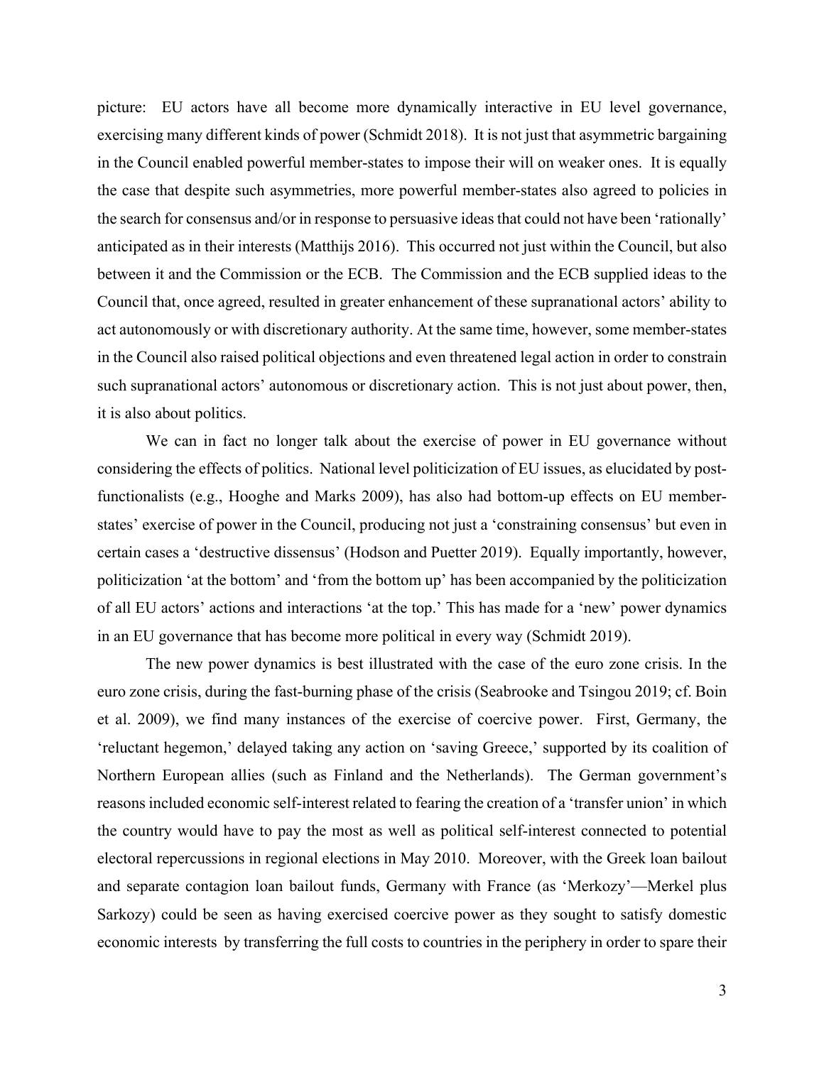picture: EU actors have all become more dynamically interactive in EU level governance, exercising many different kinds of power (Schmidt 2018). It is not just that asymmetric bargaining in the Council enabled powerful member-states to impose their will on weaker ones. It is equally the case that despite such asymmetries, more powerful member-states also agreed to policies in the search for consensus and/or in response to persuasive ideas that could not have been 'rationally' anticipated as in their interests (Matthijs 2016). This occurred not just within the Council, but also between it and the Commission or the ECB. The Commission and the ECB supplied ideas to the Council that, once agreed, resulted in greater enhancement of these supranational actors' ability to act autonomously or with discretionary authority. At the same time, however, some member-states in the Council also raised political objections and even threatened legal action in order to constrain such supranational actors' autonomous or discretionary action. This is not just about power, then, it is also about politics.

We can in fact no longer talk about the exercise of power in EU governance without considering the effects of politics. National level politicization of EU issues, as elucidated by post-functionalists (e.g., Hooghe and Marks 2009), has also had bottom-up effects on EU member-states' exercise of power in the Council, producing not just a 'constraining consensus' but even in certain cases a 'destructive dissensus' (Hodson and Puetter 2019). Equally importantly, however, politicization 'at the bottom' and 'from the bottom up' has been accompanied by the politicization of all EU actors' actions and interactions 'at the top.' This has made for a 'new' power dynamics in an EU governance that has become more political in every way (Schmidt 2019).

The new power dynamics is best illustrated with the case of the euro zone crisis. In the euro zone crisis, during the fast-burning phase of the crisis (Seabrooke and Tsingou 2019; cf. Boin et al. 2009), we find many instances of the exercise of coercive power. First, Germany, the 'reluctant hegemon,' delayed taking any action on 'saving Greece,' supported by its coalition of Northern European allies (such as Finland and the Netherlands). The German government's reasons included economic self-interest related to fearing the creation of a 'transfer union' in which the country would have to pay the most as well as political self-interest connected to potential electoral repercussions in regional elections in May 2010. Moreover, with the Greek loan bailout and separate contagion loan bailout funds, Germany with France (as 'Merkozy'—Merkel plus Sarkozy) could be seen as having exercised coercive power as they sought to satisfy domestic economic interests by transferring the full costs to countries in the periphery in order to spare their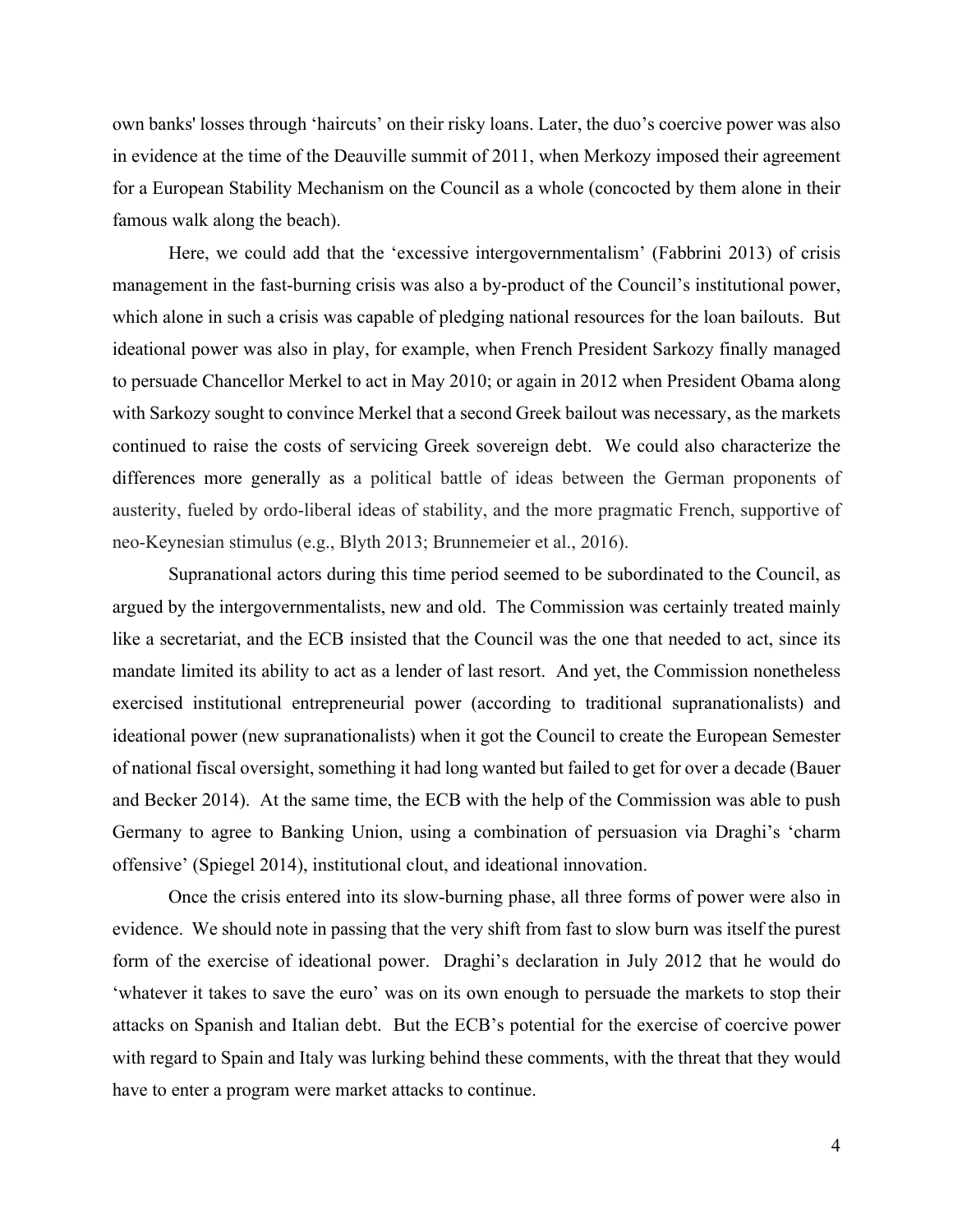own banks' losses through 'haircuts' on their risky loans. Later, the duo's coercive power was also in evidence at the time of the Deauville summit of 2011, when Merkozy imposed their agreement for a European Stability Mechanism on the Council as a whole (concocted by them alone in their famous walk along the beach).

Here, we could add that the 'excessive intergovernmentalism' (Fabbrini 2013) of crisis management in the fast-burning crisis was also a by-product of the Council's institutional power, which alone in such a crisis was capable of pledging national resources for the loan bailouts. But ideational power was also in play, for example, when French President Sarkozy finally managed to persuade Chancellor Merkel to act in May 2010; or again in 2012 when President Obama along with Sarkozy sought to convince Merkel that a second Greek bailout was necessary, as the markets continued to raise the costs of servicing Greek sovereign debt. We could also characterize the differences more generally as a political battle of ideas between the German proponents of austerity, fueled by ordo-liberal ideas of stability, and the more pragmatic French, supportive of neo-Keynesian stimulus (e.g., Blyth 2013; Brunnemeier et al., 2016).

Supranational actors during this time period seemed to be subordinated to the Council, as argued by the intergovernmentalists, new and old. The Commission was certainly treated mainly like a secretariat, and the ECB insisted that the Council was the one that needed to act, since its mandate limited its ability to act as a lender of last resort. And yet, the Commission nonetheless exercised institutional entrepreneurial power (according to traditional supranationalists) and ideational power (new supranationalists) when it got the Council to create the European Semester of national fiscal oversight, something it had long wanted but failed to get for over a decade (Bauer and Becker 2014). At the same time, the ECB with the help of the Commission was able to push Germany to agree to Banking Union, using a combination of persuasion via Draghi's 'charm offensive' (Spiegel 2014), institutional clout, and ideational innovation.

Once the crisis entered into its slow-burning phase, all three forms of power were also in evidence. We should note in passing that the very shift from fast to slow burn was itself the purest form of the exercise of ideational power. Draghi's declaration in July 2012 that he would do 'whatever it takes to save the euro' was on its own enough to persuade the markets to stop their attacks on Spanish and Italian debt. But the ECB's potential for the exercise of coercive power with regard to Spain and Italy was lurking behind these comments, with the threat that they would have to enter a program were market attacks to continue.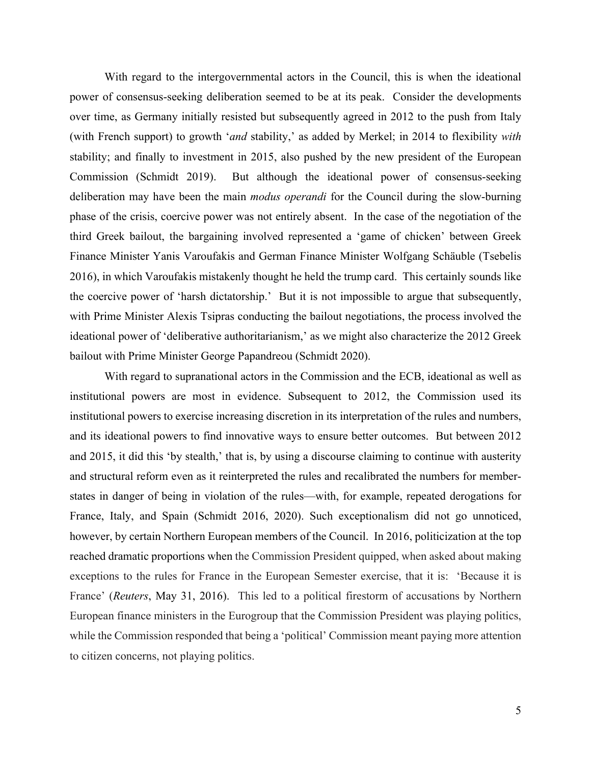With regard to the intergovernmental actors in the Council, this is when the ideational power of consensus-seeking deliberation seemed to be at its peak. Consider the developments over time, as Germany initially resisted but subsequently agreed in 2012 to the push from Italy (with French support) to growth '*and* stability,' as added by Merkel; in 2014 to flexibility *with* stability; and finally to investment in 2015, also pushed by the new president of the European Commission (Schmidt 2019). But although the ideational power of consensus-seeking deliberation may have been the main *modus operandi* for the Council during the slow-burning phase of the crisis, coercive power was not entirely absent. In the case of the negotiation of the third Greek bailout, the bargaining involved represented a 'game of chicken' between Greek Finance Minister Yanis Varoufakis and German Finance Minister Wolfgang Schäuble (Tsebelis 2016), in which Varoufakis mistakenly thought he held the trump card. This certainly sounds like the coercive power of 'harsh dictatorship.' But it is not impossible to argue that subsequently, with Prime Minister Alexis Tsipras conducting the bailout negotiations, the process involved the ideational power of 'deliberative authoritarianism,' as we might also characterize the 2012 Greek bailout with Prime Minister George Papandreou (Schmidt 2020).

With regard to supranational actors in the Commission and the ECB, ideational as well as institutional powers are most in evidence. Subsequent to 2012, the Commission used its institutional powers to exercise increasing discretion in its interpretation of the rules and numbers, and its ideational powers to find innovative ways to ensure better outcomes. But between 2012 and 2015, it did this 'by stealth,' that is, by using a discourse claiming to continue with austerity and structural reform even as it reinterpreted the rules and recalibrated the numbers for member-states in danger of being in violation of the rules—with, for example, repeated derogations for France, Italy, and Spain (Schmidt 2016, 2020). Such exceptionalism did not go unnoticed, however, by certain Northern European members of the Council. In 2016, politicization at the top reached dramatic proportions when the Commission President quipped, when asked about making exceptions to the rules for France in the European Semester exercise, that it is: 'Because it is France' (*Reuters*, May 31, 2016). This led to a political firestorm of accusations by Northern European finance ministers in the Eurogroup that the Commission President was playing politics, while the Commission responded that being a 'political' Commission meant paying more attention to citizen concerns, not playing politics.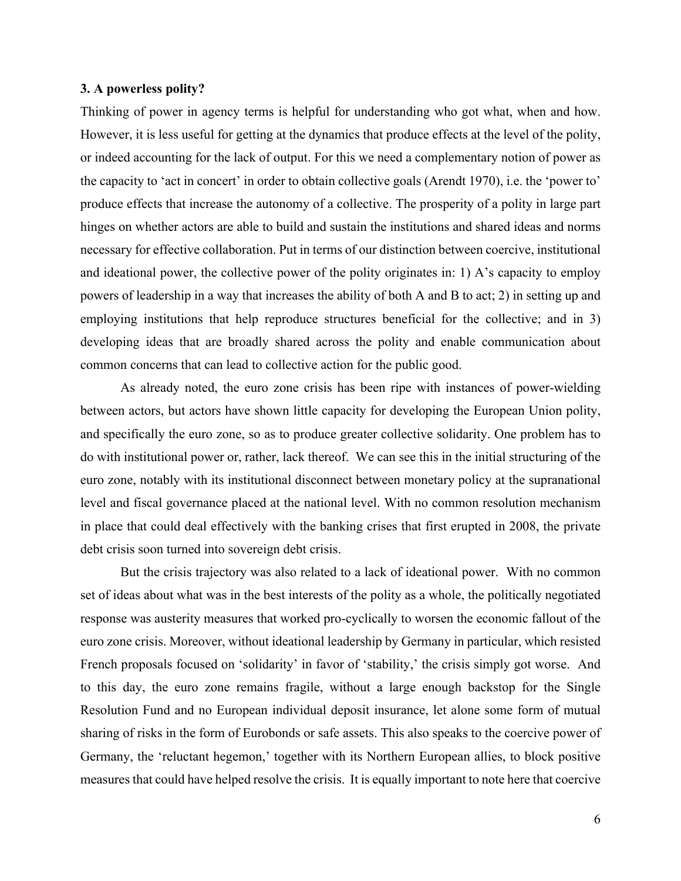### 3. A powerless polity?

Thinking of power in agency terms is helpful for understanding who got what, when and how. However, it is less useful for getting at the dynamics that produce effects at the level of the polity, or indeed accounting for the lack of output. For this we need a complementary notion of power as the capacity to 'act in concert' in order to obtain collective goals (Arendt 1970), i.e. the 'power to' produce effects that increase the autonomy of a collective. The prosperity of a polity in large part hinges on whether actors are able to build and sustain the institutions and shared ideas and norms necessary for effective collaboration. Put in terms of our distinction between coercive, institutional and ideational power, the collective power of the polity originates in: 1) A's capacity to employ powers of leadership in a way that increases the ability of both A and B to act; 2) in setting up and employing institutions that help reproduce structures beneficial for the collective; and in 3) developing ideas that are broadly shared across the polity and enable communication about common concerns that can lead to collective action for the public good.

As already noted, the euro zone crisis has been ripe with instances of power-wielding between actors, but actors have shown little capacity for developing the European Union polity, and specifically the euro zone, so as to produce greater collective solidarity. One problem has to do with institutional power or, rather, lack thereof. We can see this in the initial structuring of the euro zone, notably with its institutional disconnect between monetary policy at the supranational level and fiscal governance placed at the national level. With no common resolution mechanism in place that could deal effectively with the banking crises that first erupted in 2008, the private debt crisis soon turned into sovereign debt crisis.

But the crisis trajectory was also related to a lack of ideational power. With no common set of ideas about what was in the best interests of the polity as a whole, the politically negotiated response was austerity measures that worked pro-cyclically to worsen the economic fallout of the euro zone crisis. Moreover, without ideational leadership by Germany in particular, which resisted French proposals focused on 'solidarity' in favor of 'stability,' the crisis simply got worse. And to this day, the euro zone remains fragile, without a large enough backstop for the Single Resolution Fund and no European individual deposit insurance, let alone some form of mutual sharing of risks in the form of Eurobonds or safe assets. This also speaks to the coercive power of Germany, the 'reluctant hegemon,' together with its Northern European allies, to block positive measures that could have helped resolve the crisis. It is equally important to note here that coercive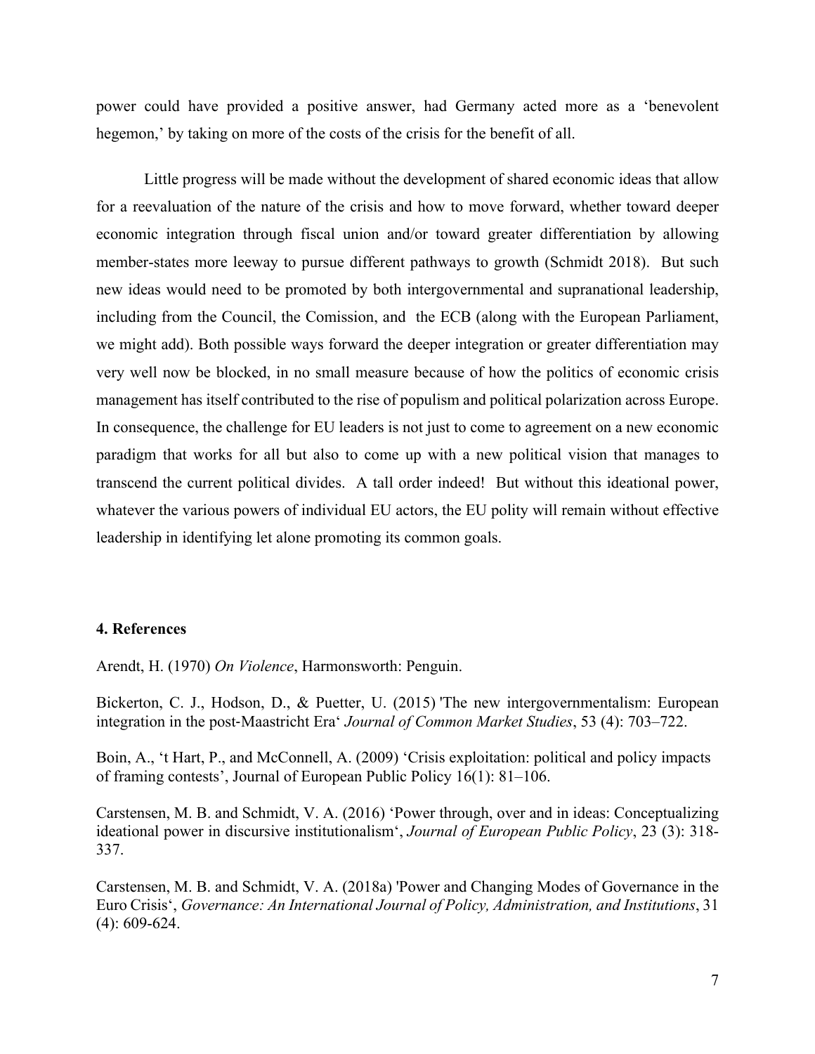power could have provided a positive answer, had Germany acted more as a 'benevolent hegemon,' by taking on more of the costs of the crisis for the benefit of all.

Little progress will be made without the development of shared economic ideas that allow for a reevaluation of the nature of the crisis and how to move forward, whether toward deeper economic integration through fiscal union and/or toward greater differentiation by allowing member-states more leeway to pursue different pathways to growth (Schmidt 2018). But such new ideas would need to be promoted by both intergovernmental and supranational leadership, including from the Council, the Comission, and the ECB (along with the European Parliament, we might add). Both possible ways forward the deeper integration or greater differentiation may very well now be blocked, in no small measure because of how the politics of economic crisis management has itself contributed to the rise of populism and political polarization across Europe. In consequence, the challenge for EU leaders is not just to come to agreement on a new economic paradigm that works for all but also to come up with a new political vision that manages to transcend the current political divides. A tall order indeed! But without this ideational power, whatever the various powers of individual EU actors, the EU polity will remain without effective leadership in identifying let alone promoting its common goals.

**4. References**

Arendt, H. (1970) *On Violence*, Harmonsworth: Penguin.

Bickerton, C. J., Hodson, D., & Puetter, U. (2015) 'The new intergovernmentalism: European integration in the post-Maastricht Era' *Journal of Common Market Studies*, 53 (4): 703–722.

Boin, A., 't Hart, P., and McConnell, A. (2009) 'Crisis exploitation: political and policy impacts of framing contests', Journal of European Public Policy 16(1): 81–106.

Carstensen, M. B. and Schmidt, V. A. (2016) 'Power through, over and in ideas: Conceptualizing ideational power in discursive institutionalism', *Journal of European Public Policy*, 23 (3): 318-337.

Carstensen, M. B. and Schmidt, V. A. (2018a) 'Power and Changing Modes of Governance in the Euro Crisis', *Governance: An International Journal of Policy, Administration, and Institutions*, 31 (4): 609-624.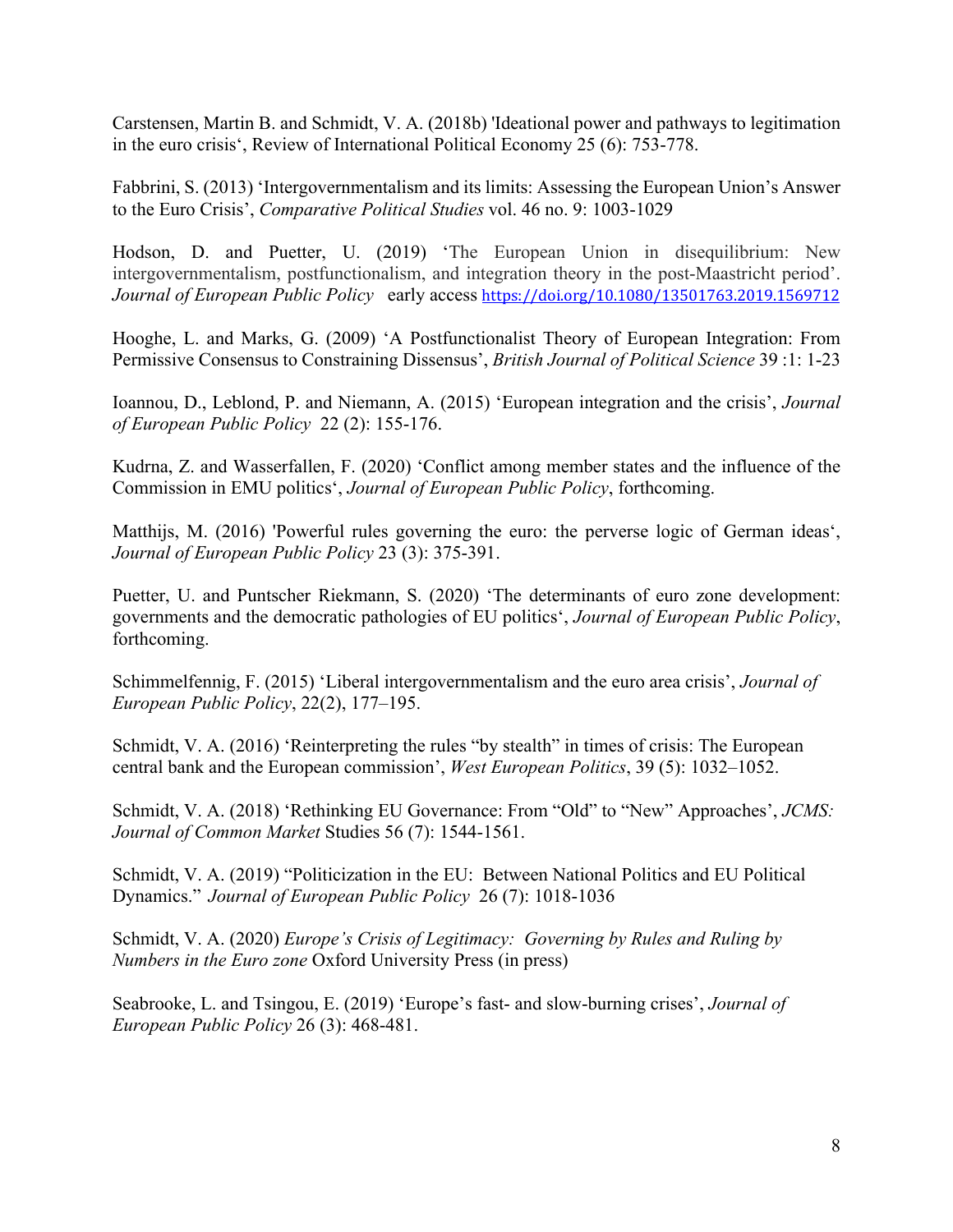Carstensen, Martin B. and Schmidt, V. A. (2018b) 'Ideational power and pathways to legitimation in the euro crisis', Review of International Political Economy 25 (6): 753-778.

Fabbrini, S. (2013) 'Intergovernmentalism and its limits: Assessing the European Union's Answer to the Euro Crisis', *Comparative Political Studies* vol. 46 no. 9: 1003-1029

Hodson, D. and Puetter, U. (2019) 'The European Union in disequilibrium: New intergovernmentalism, postfunctionalism, and integration theory in the post-Maastricht period'. *Journal of European Public Policy* early access https://doi.org/10.1080/13501763.2019.1569712

Hooghe, L. and Marks, G. (2009) 'A Postfunctionalist Theory of European Integration: From Permissive Consensus to Constraining Dissensus', *British Journal of Political Science* 39 :1: 1-23

Ioannou, D., Leblond, P. and Niemann, A. (2015) 'European integration and the crisis', *Journal of European Public Policy* 22 (2): 155-176.

Kudrna, Z. and Wasserfallen, F. (2020) 'Conflict among member states and the influence of the Commission in EMU politics', *Journal of European Public Policy*, forthcoming.

Matthijs, M. (2016) 'Powerful rules governing the euro: the perverse logic of German ideas', *Journal of European Public Policy* 23 (3): 375-391.

Puetter, U. and Puntscher Riekmann, S. (2020) 'The determinants of euro zone development: governments and the democratic pathologies of EU politics', *Journal of European Public Policy*, forthcoming.

Schimmelfennig, F. (2015) 'Liberal intergovernmentalism and the euro area crisis', *Journal of European Public Policy*, 22(2), 177–195.

Schmidt, V. A. (2016) 'Reinterpreting the rules "by stealth" in times of crisis: The European central bank and the European commission', *West European Politics*, 39 (5): 1032–1052.

Schmidt, V. A. (2018) 'Rethinking EU Governance: From "Old" to "New" Approaches', *JCMS: Journal of Common Market* Studies 56 (7): 1544-1561.

Schmidt, V. A. (2019) "Politicization in the EU: Between National Politics and EU Political Dynamics." *Journal of European Public Policy* 26 (7): 1018-1036

Schmidt, V. A. (2020) *Europe's Crisis of Legitimacy: Governing by Rules and Ruling by Numbers in the Euro zone* Oxford University Press (in press)

Seabrooke, L. and Tsingou, E. (2019) 'Europe's fast- and slow-burning crises', *Journal of European Public Policy* 26 (3): 468-481.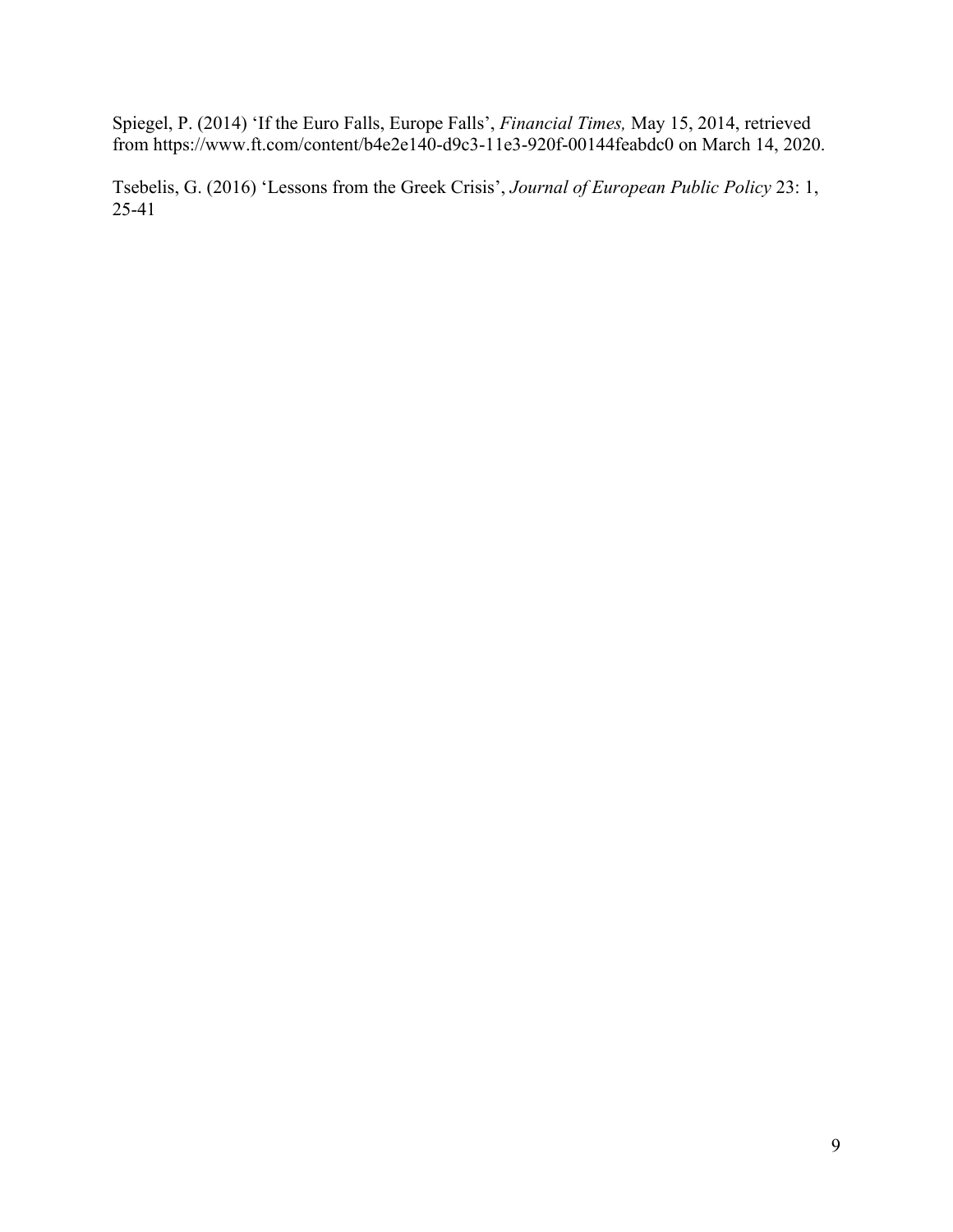Spiegel, P. (2014) 'If the Euro Falls, Europe Falls', *Financial Times,* May 15, 2014, retrieved from https://www.ft.com/content/b4e2e140-d9c3-11e3-920f-00144feabdc0 on March 14, 2020.

Tsebelis, G. (2016) 'Lessons from the Greek Crisis', *Journal of European Public Policy* 23: 1, 25-41